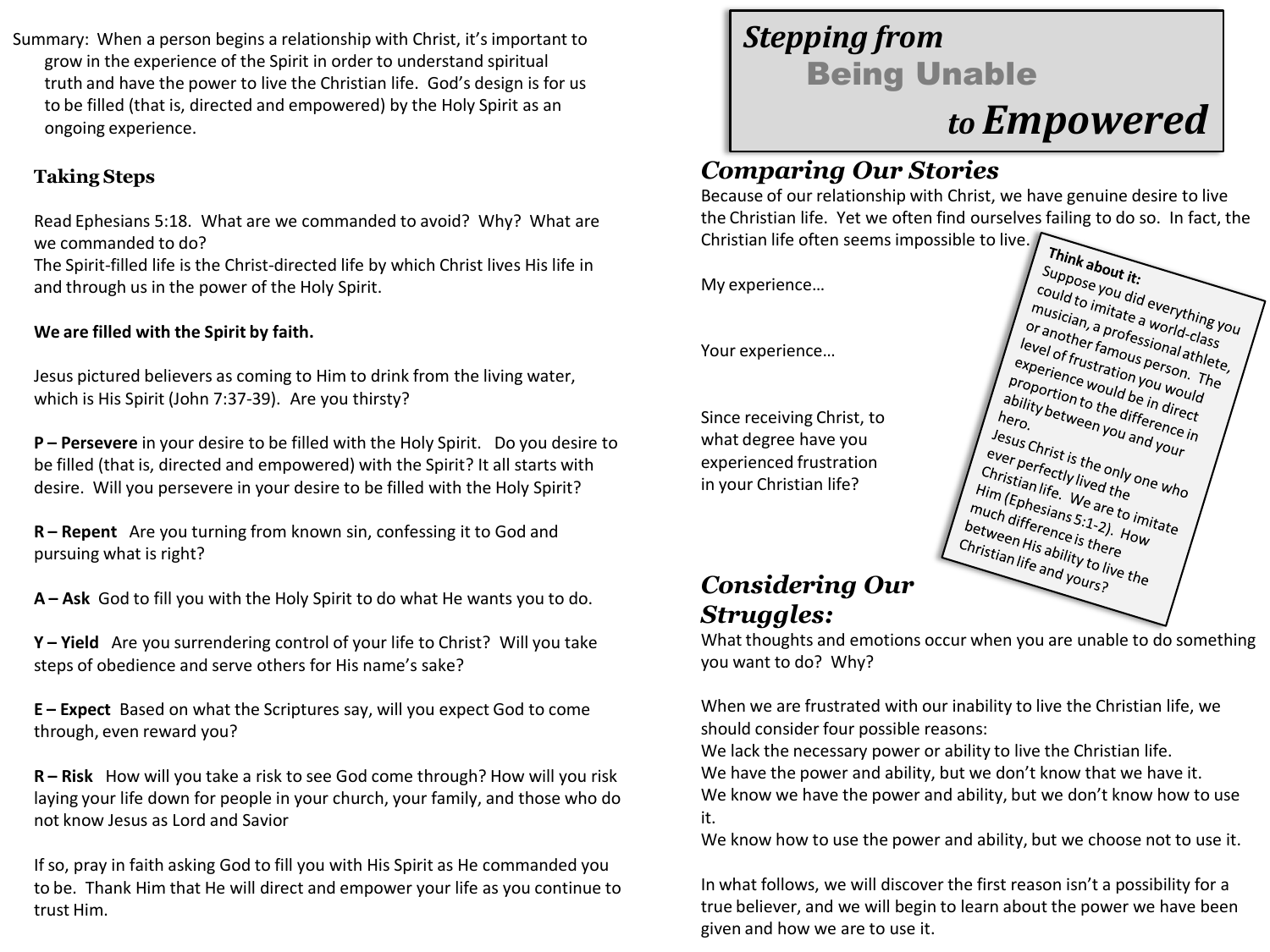# *Stepping from* Being Unable *to* ***Empowered***

## *Comparing Our Stories*

Because of our relationship with Christ, we have genuine desire to live the Christian life. Yet we often find ourselves failing to do so. In fact, the Christian life often seems impossible to live.

My experience…

Your experience…

Since receiving Christ, to what degree have you experienced frustration in your Christian life?

**Think about it:**
Suppose you did everything you could to imitate a world-class musician, a professional athlete, or another famous person. The level of frustration you would experience would be in direct proportion to the difference in ability between you and your hero.
Jesus Christ is the only one who ever perfectly lived the Christian life. We are to imitate Him (Ephesians 5:1-2). How much difference is there between His ability to live the Christian life and yours?

## *Considering Our Struggles:*

What thoughts and emotions occur when you are unable to do something you want to do? Why?

When we are frustrated with our inability to live the Christian life, we should consider four possible reasons:
We lack the necessary power or ability to live the Christian life.
We have the power and ability, but we don't know that we have it.
We know we have the power and ability, but we don't know how to use it.
We know how to use the power and ability, but we choose not to use it.

In what follows, we will discover the first reason isn't a possibility for a true believer, and we will begin to learn about the power we have been given and how we are to use it.

Summary: When a person begins a relationship with Christ, it's important to grow in the experience of the Spirit in order to understand spiritual truth and have the power to live the Christian life. God's design is for us to be filled (that is, directed and empowered) by the Holy Spirit as an ongoing experience.

### Taking Steps

Read Ephesians 5:18. What are we commanded to avoid? Why? What are we commanded to do?
The Spirit-filled life is the Christ-directed life by which Christ lives His life in and through us in the power of the Holy Spirit.

**We are filled with the Spirit by faith.**

Jesus pictured believers as coming to Him to drink from the living water, which is His Spirit (John 7:37-39). Are you thirsty?

**P – Persevere** in your desire to be filled with the Holy Spirit. Do you desire to be filled (that is, directed and empowered) with the Spirit? It all starts with desire. Will you persevere in your desire to be filled with the Holy Spirit?

**R – Repent** Are you turning from known sin, confessing it to God and pursuing what is right?

**A – Ask** God to fill you with the Holy Spirit to do what He wants you to do.

**Y – Yield** Are you surrendering control of your life to Christ? Will you take steps of obedience and serve others for His name's sake?

**E – Expect** Based on what the Scriptures say, will you expect God to come through, even reward you?

**R – Risk** How will you take a risk to see God come through? How will you risk laying your life down for people in your church, your family, and those who do not know Jesus as Lord and Savior

If so, pray in faith asking God to fill you with His Spirit as He commanded you to be. Thank Him that He will direct and empower your life as you continue to trust Him.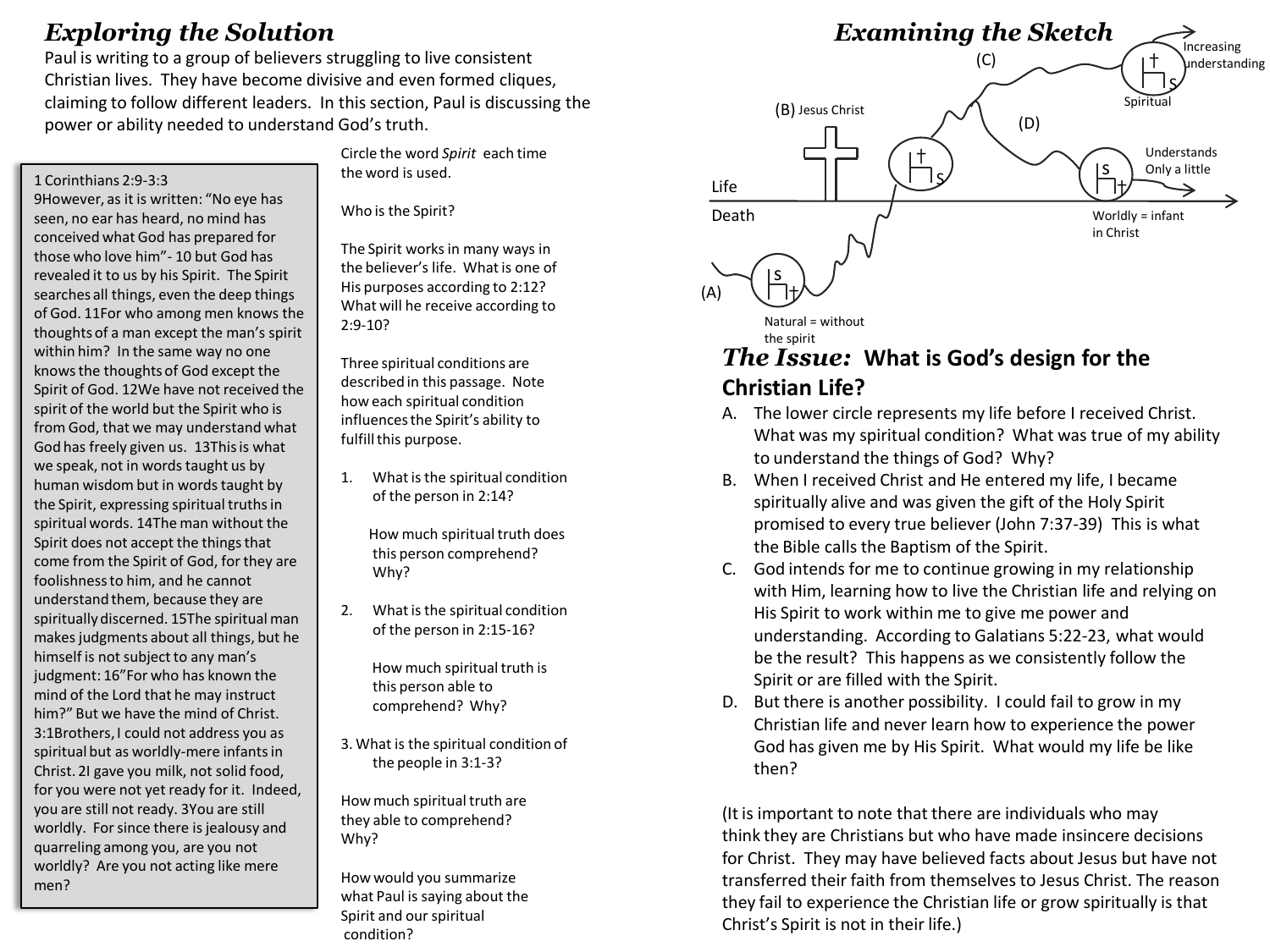## *Exploring the Solution*

Paul is writing to a group of believers struggling to live consistent Christian lives. They have become divisive and even formed cliques, claiming to follow different leaders. In this section, Paul is discussing the power or ability needed to understand God's truth.

> 1 Corinthians 2:9-3:3
> 9However, as it is written: "No eye has seen, no ear has heard, no mind has conceived what God has prepared for those who love him"- 10 but God has revealed it to us by his Spirit. The Spirit searches all things, even the deep things of God. 11For who among men knows the thoughts of a man except the man's spirit within him? In the same way no one knows the thoughts of God except the Spirit of God. 12We have not received the spirit of the world but the Spirit who is from God, that we may understand what God has freely given us. 13This is what we speak, not in words taught us by human wisdom but in words taught by the Spirit, expressing spiritual truths in spiritual words. 14The man without the Spirit does not accept the things that come from the Spirit of God, for they are foolishness to him, and he cannot understand them, because they are spiritually discerned. 15The spiritual man makes judgments about all things, but he himself is not subject to any man's judgment: 16"For who has known the mind of the Lord that he may instruct him?" But we have the mind of Christ. 3:1Brothers, I could not address you as spiritual but as worldly-mere infants in Christ. 2I gave you milk, not solid food, for you were not yet ready for it. Indeed, you are still not ready. 3You are still worldly. For since there is jealousy and quarreling among you, are you not worldly? Are you not acting like mere men?

Circle the word *Spirit* each time the word is used.

Who is the Spirit?

The Spirit works in many ways in the believer's life. What is one of His purposes according to 2:12? What will he receive according to 2:9-10?

Three spiritual conditions are described in this passage. Note how each spiritual condition influences the Spirit's ability to fulfill this purpose.

1. What is the spiritual condition of the person in 2:14?

   How much spiritual truth does this person comprehend? Why?

2. What is the spiritual condition of the person in 2:15-16?

   How much spiritual truth is this person able to comprehend? Why?

3. What is the spiritual condition of the people in 3:1-3?

How much spiritual truth are they able to comprehend? Why?

How would you summarize what Paul is saying about the Spirit and our spiritual condition?

## *Examining the Sketch*

(C)

Increasing understanding

Spiritual

(B) Jesus Christ

(D)

Understands Only a little

Life

Death

Worldly = infant in Christ

(A)

Natural = without the spirit

## *The Issue:* What is God's design for the Christian Life?

A. The lower circle represents my life before I received Christ. What was my spiritual condition? What was true of my ability to understand the things of God? Why?
B. When I received Christ and He entered my life, I became spiritually alive and was given the gift of the Holy Spirit promised to every true believer (John 7:37-39) This is what the Bible calls the Baptism of the Spirit.
C. God intends for me to continue growing in my relationship with Him, learning how to live the Christian life and relying on His Spirit to work within me to give me power and understanding. According to Galatians 5:22-23, what would be the result? This happens as we consistently follow the Spirit or are filled with the Spirit.
D. But there is another possibility. I could fail to grow in my Christian life and never learn how to experience the power God has given me by His Spirit. What would my life be like then?

(It is important to note that there are individuals who may think they are Christians but who have made insincere decisions for Christ. They may have believed facts about Jesus but have not transferred their faith from themselves to Jesus Christ. The reason they fail to experience the Christian life or grow spiritually is that Christ's Spirit is not in their life.)